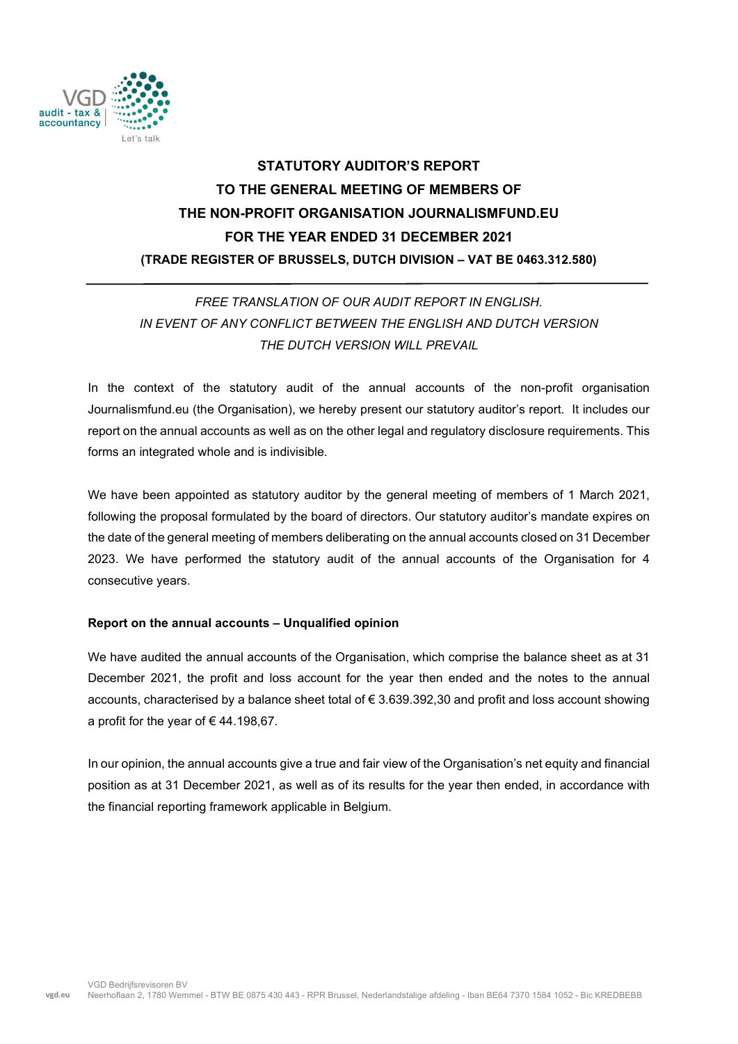# STATUTORY AUDITOR'S REPORT
# TO THE GENERAL MEETING OF MEMBERS OF
# THE NON-PROFIT ORGANISATION JOURNALISMFUND.EU
# FOR THE YEAR ENDED 31 DECEMBER 2021

**(TRADE REGISTER OF BRUSSELS, DUTCH DIVISION – VAT BE 0463.312.580)**

*FREE TRANSLATION OF OUR AUDIT REPORT IN ENGLISH.*
*IN EVENT OF ANY CONFLICT BETWEEN THE ENGLISH AND DUTCH VERSION*
*THE DUTCH VERSION WILL PREVAIL*

In the context of the statutory audit of the annual accounts of the non-profit organisation Journalismfund.eu (the Organisation), we hereby present our statutory auditor's report. It includes our report on the annual accounts as well as on the other legal and regulatory disclosure requirements. This forms an integrated whole and is indivisible.

We have been appointed as statutory auditor by the general meeting of members of 1 March 2021, following the proposal formulated by the board of directors. Our statutory auditor's mandate expires on the date of the general meeting of members deliberating on the annual accounts closed on 31 December 2023. We have performed the statutory audit of the annual accounts of the Organisation for 4 consecutive years.

**Report on the annual accounts – Unqualified opinion**

We have audited the annual accounts of the Organisation, which comprise the balance sheet as at 31 December 2021, the profit and loss account for the year then ended and the notes to the annual accounts, characterised by a balance sheet total of € 3.639.392,30 and profit and loss account showing a profit for the year of € 44.198,67.

In our opinion, the annual accounts give a true and fair view of the Organisation's net equity and financial position as at 31 December 2021, as well as of its results for the year then ended, in accordance with the financial reporting framework applicable in Belgium.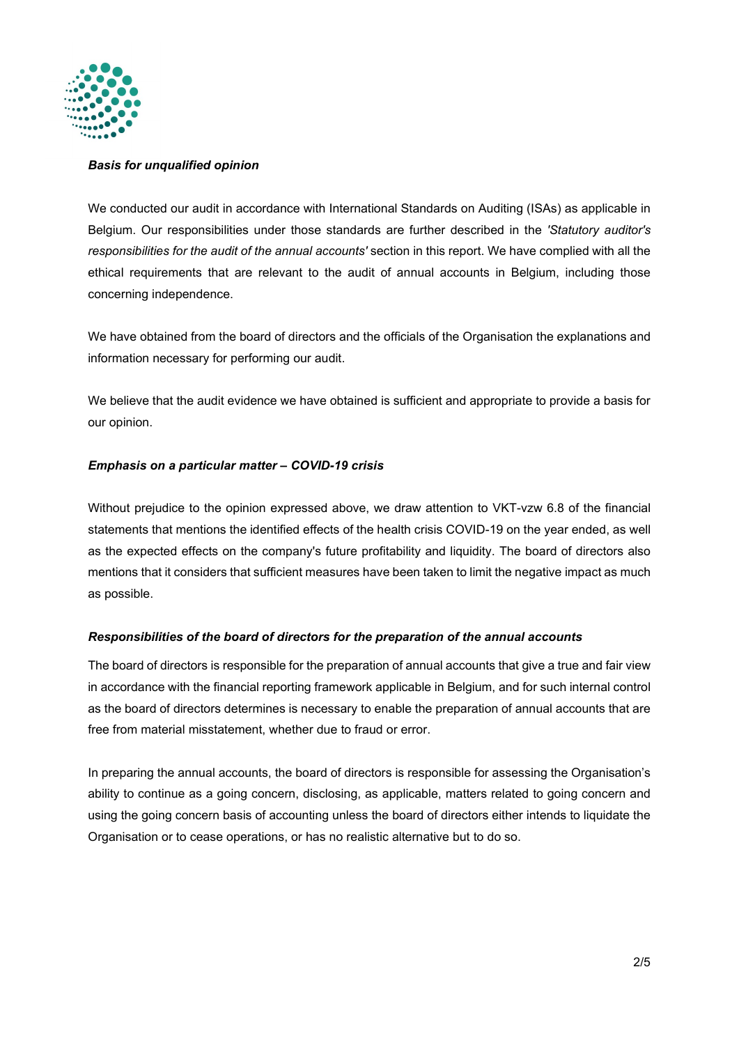***Basis for unqualified opinion***

We conducted our audit in accordance with International Standards on Auditing (ISAs) as applicable in Belgium. Our responsibilities under those standards are further described in the *'Statutory auditor's responsibilities for the audit of the annual accounts'* section in this report. We have complied with all the ethical requirements that are relevant to the audit of annual accounts in Belgium, including those concerning independence.

We have obtained from the board of directors and the officials of the Organisation the explanations and information necessary for performing our audit.

We believe that the audit evidence we have obtained is sufficient and appropriate to provide a basis for our opinion.

***Emphasis on a particular matter – COVID-19 crisis***

Without prejudice to the opinion expressed above, we draw attention to VKT-vzw 6.8 of the financial statements that mentions the identified effects of the health crisis COVID-19 on the year ended, as well as the expected effects on the company's future profitability and liquidity. The board of directors also mentions that it considers that sufficient measures have been taken to limit the negative impact as much as possible.

***Responsibilities of the board of directors for the preparation of the annual accounts***

The board of directors is responsible for the preparation of annual accounts that give a true and fair view in accordance with the financial reporting framework applicable in Belgium, and for such internal control as the board of directors determines is necessary to enable the preparation of annual accounts that are free from material misstatement, whether due to fraud or error.

In preparing the annual accounts, the board of directors is responsible for assessing the Organisation's ability to continue as a going concern, disclosing, as applicable, matters related to going concern and using the going concern basis of accounting unless the board of directors either intends to liquidate the Organisation or to cease operations, or has no realistic alternative but to do so.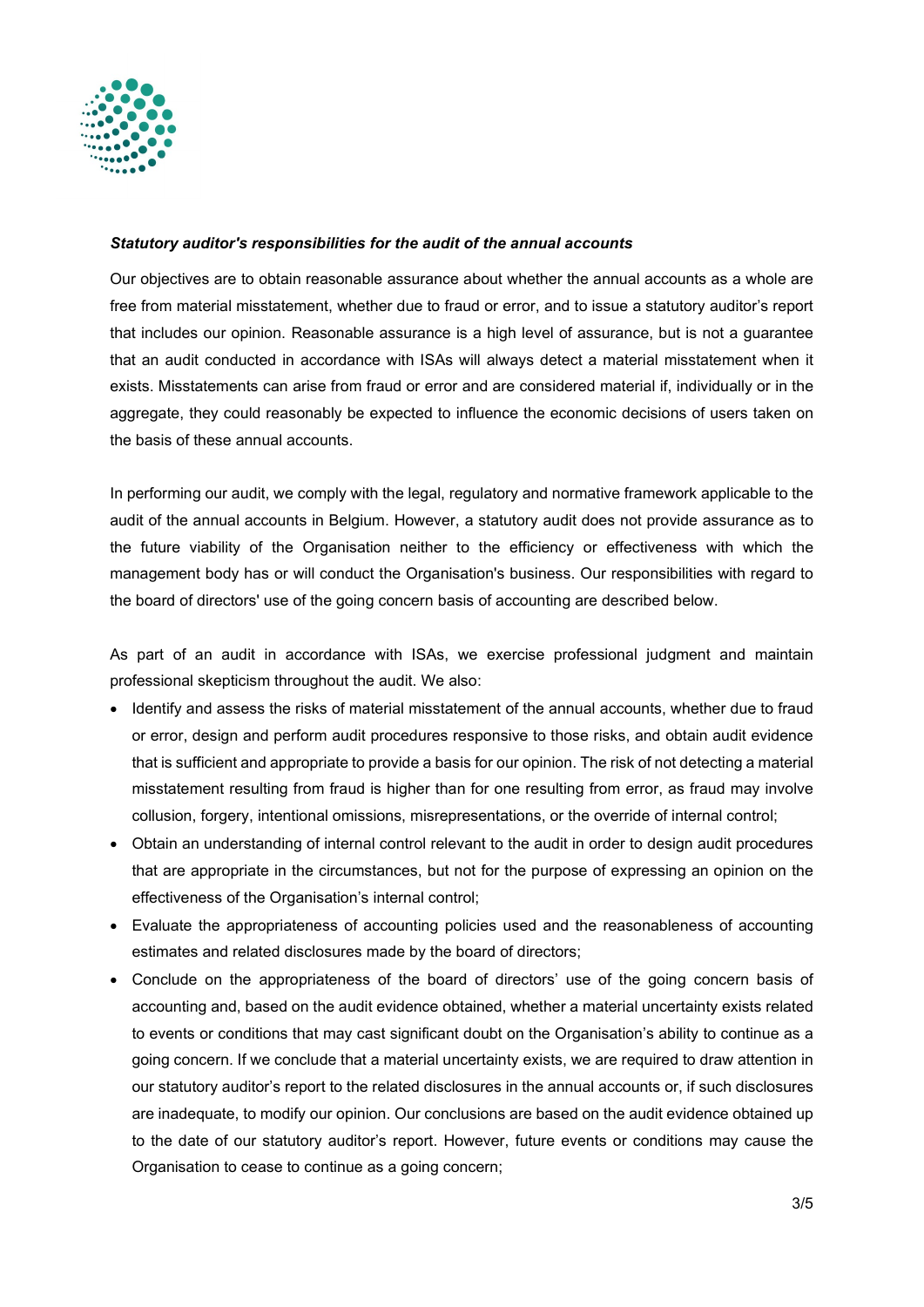***Statutory auditor's responsibilities for the audit of the annual accounts***

Our objectives are to obtain reasonable assurance about whether the annual accounts as a whole are free from material misstatement, whether due to fraud or error, and to issue a statutory auditor's report that includes our opinion. Reasonable assurance is a high level of assurance, but is not a guarantee that an audit conducted in accordance with ISAs will always detect a material misstatement when it exists. Misstatements can arise from fraud or error and are considered material if, individually or in the aggregate, they could reasonably be expected to influence the economic decisions of users taken on the basis of these annual accounts.

In performing our audit, we comply with the legal, regulatory and normative framework applicable to the audit of the annual accounts in Belgium. However, a statutory audit does not provide assurance as to the future viability of the Organisation neither to the efficiency or effectiveness with which the management body has or will conduct the Organisation's business. Our responsibilities with regard to the board of directors' use of the going concern basis of accounting are described below.

As part of an audit in accordance with ISAs, we exercise professional judgment and maintain professional skepticism throughout the audit. We also:

- Identify and assess the risks of material misstatement of the annual accounts, whether due to fraud or error, design and perform audit procedures responsive to those risks, and obtain audit evidence that is sufficient and appropriate to provide a basis for our opinion. The risk of not detecting a material misstatement resulting from fraud is higher than for one resulting from error, as fraud may involve collusion, forgery, intentional omissions, misrepresentations, or the override of internal control;
- Obtain an understanding of internal control relevant to the audit in order to design audit procedures that are appropriate in the circumstances, but not for the purpose of expressing an opinion on the effectiveness of the Organisation's internal control;
- Evaluate the appropriateness of accounting policies used and the reasonableness of accounting estimates and related disclosures made by the board of directors;
- Conclude on the appropriateness of the board of directors' use of the going concern basis of accounting and, based on the audit evidence obtained, whether a material uncertainty exists related to events or conditions that may cast significant doubt on the Organisation's ability to continue as a going concern. If we conclude that a material uncertainty exists, we are required to draw attention in our statutory auditor's report to the related disclosures in the annual accounts or, if such disclosures are inadequate, to modify our opinion. Our conclusions are based on the audit evidence obtained up to the date of our statutory auditor's report. However, future events or conditions may cause the Organisation to cease to continue as a going concern;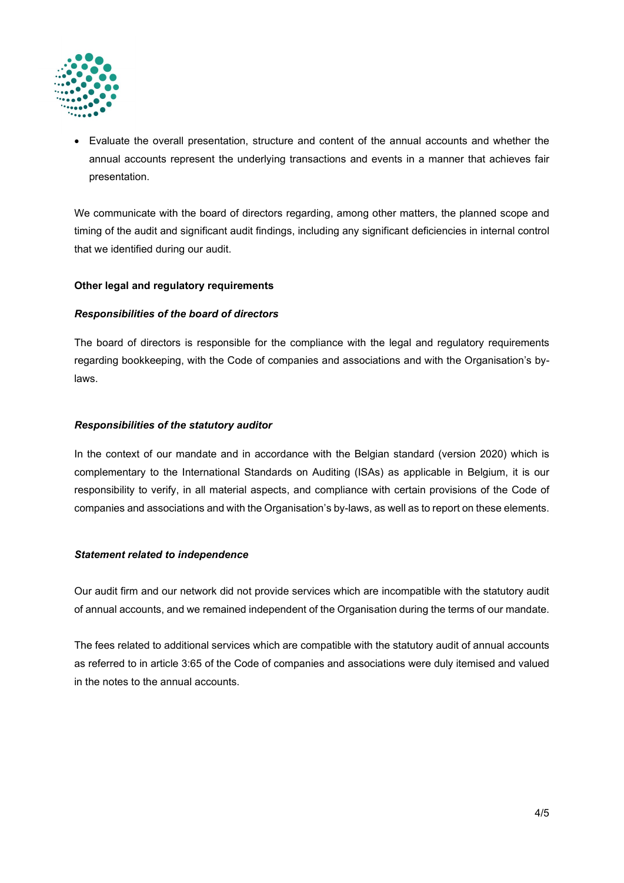- Evaluate the overall presentation, structure and content of the annual accounts and whether the annual accounts represent the underlying transactions and events in a manner that achieves fair presentation.

We communicate with the board of directors regarding, among other matters, the planned scope and timing of the audit and significant audit findings, including any significant deficiencies in internal control that we identified during our audit.

**Other legal and regulatory requirements**

***Responsibilities of the board of directors***

The board of directors is responsible for the compliance with the legal and regulatory requirements regarding bookkeeping, with the Code of companies and associations and with the Organisation's by-laws.

***Responsibilities of the statutory auditor***

In the context of our mandate and in accordance with the Belgian standard (version 2020) which is complementary to the International Standards on Auditing (ISAs) as applicable in Belgium, it is our responsibility to verify, in all material aspects, and compliance with certain provisions of the Code of companies and associations and with the Organisation's by-laws, as well as to report on these elements.

***Statement related to independence***

Our audit firm and our network did not provide services which are incompatible with the statutory audit of annual accounts, and we remained independent of the Organisation during the terms of our mandate.

The fees related to additional services which are compatible with the statutory audit of annual accounts as referred to in article 3:65 of the Code of companies and associations were duly itemised and valued in the notes to the annual accounts.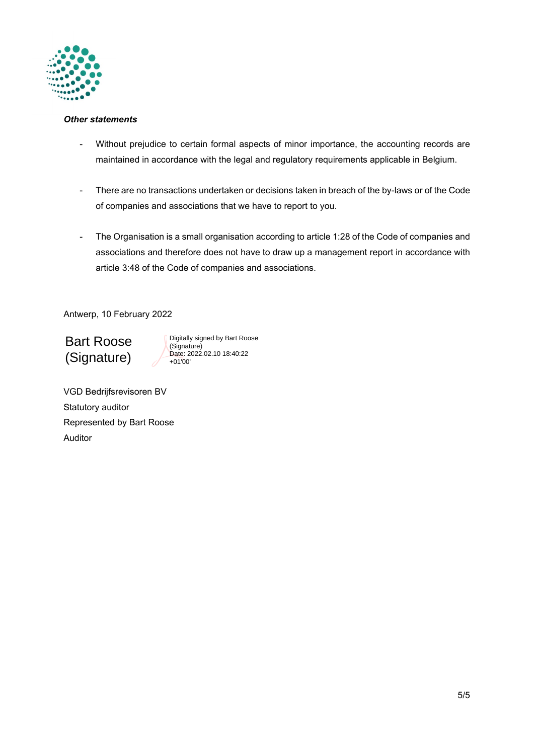***Other statements***

- Without prejudice to certain formal aspects of minor importance, the accounting records are maintained in accordance with the legal and regulatory requirements applicable in Belgium.

- There are no transactions undertaken or decisions taken in breach of the by-laws or of the Code of companies and associations that we have to report to you.

- The Organisation is a small organisation according to article 1:28 of the Code of companies and associations and therefore does not have to draw up a management report in accordance with article 3:48 of the Code of companies and associations.

Antwerp, 10 February 2022

Bart Roose (Signature)

Digitally signed by Bart Roose (Signature)
Date: 2022.02.10 18:40:22 +01'00'

VGD Bedrijfsrevisoren BV
Statutory auditor
Represented by Bart Roose
Auditor